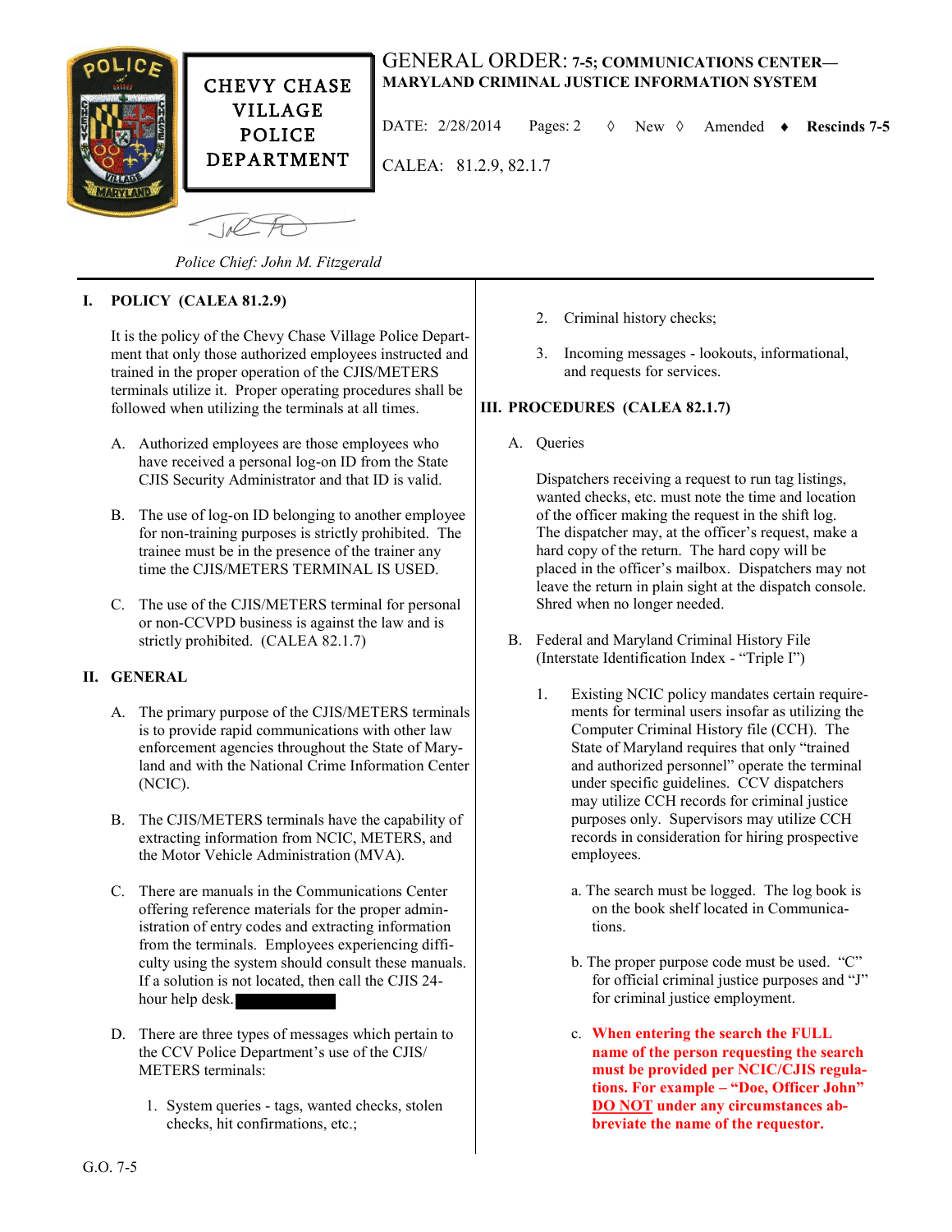CHEVY CHASE VILLAGE POLICE DEPARTMENT

# GENERAL ORDER: 7-5; COMMUNICATIONS CENTER—MARYLAND CRIMINAL JUSTICE INFORMATION SYSTEM

DATE: 2/28/2014 Pages: 2 ◊ New ◊ Amended ♦ **Rescinds 7-5**

CALEA: 81.2.9, 82.1.7

*Police Chief: John M. Fitzgerald*

## I. POLICY (CALEA 81.2.9)

It is the policy of the Chevy Chase Village Police Department that only those authorized employees instructed and trained in the proper operation of the CJIS/METERS terminals utilize it. Proper operating procedures shall be followed when utilizing the terminals at all times.

A. Authorized employees are those employees who have received a personal log-on ID from the State CJIS Security Administrator and that ID is valid.

B. The use of log-on ID belonging to another employee for non-training purposes is strictly prohibited. The trainee must be in the presence of the trainer any time the CJIS/METERS TERMINAL IS USED.

C. The use of the CJIS/METERS terminal for personal or non-CCVPD business is against the law and is strictly prohibited. (CALEA 82.1.7)

## II. GENERAL

A. The primary purpose of the CJIS/METERS terminals is to provide rapid communications with other law enforcement agencies throughout the State of Maryland and with the National Crime Information Center (NCIC).

B. The CJIS/METERS terminals have the capability of extracting information from NCIC, METERS, and the Motor Vehicle Administration (MVA).

C. There are manuals in the Communications Center offering reference materials for the proper administration of entry codes and extracting information from the terminals. Employees experiencing difficulty using the system should consult these manuals. If a solution is not located, then call the CJIS 24-hour help desk. [REDACTED]

D. There are three types of messages which pertain to the CCV Police Department's use of the CJIS/METERS terminals:

1. System queries - tags, wanted checks, stolen checks, hit confirmations, etc.;
2. Criminal history checks;
3. Incoming messages - lookouts, informational, and requests for services.

## III. PROCEDURES (CALEA 82.1.7)

A. Queries

Dispatchers receiving a request to run tag listings, wanted checks, etc. must note the time and location of the officer making the request in the shift log. The dispatcher may, at the officer's request, make a hard copy of the return. The hard copy will be placed in the officer's mailbox. Dispatchers may not leave the return in plain sight at the dispatch console. Shred when no longer needed.

B. Federal and Maryland Criminal History File (Interstate Identification Index - "Triple I")

1. Existing NCIC policy mandates certain requirements for terminal users insofar as utilizing the Computer Criminal History file (CCH). The State of Maryland requires that only "trained and authorized personnel" operate the terminal under specific guidelines. CCV dispatchers may utilize CCH records for criminal justice purposes only. Supervisors may utilize CCH records in consideration for hiring prospective employees.

   a. The search must be logged. The log book is on the book shelf located in Communications.

   b. The proper purpose code must be used. "C" for official criminal justice purposes and "J" for criminal justice employment.

   c. **When entering the search the FULL name of the person requesting the search must be provided per NCIC/CJIS regulations. For example – "Doe, Officer John" DO NOT under any circumstances abbreviate the name of the requestor.**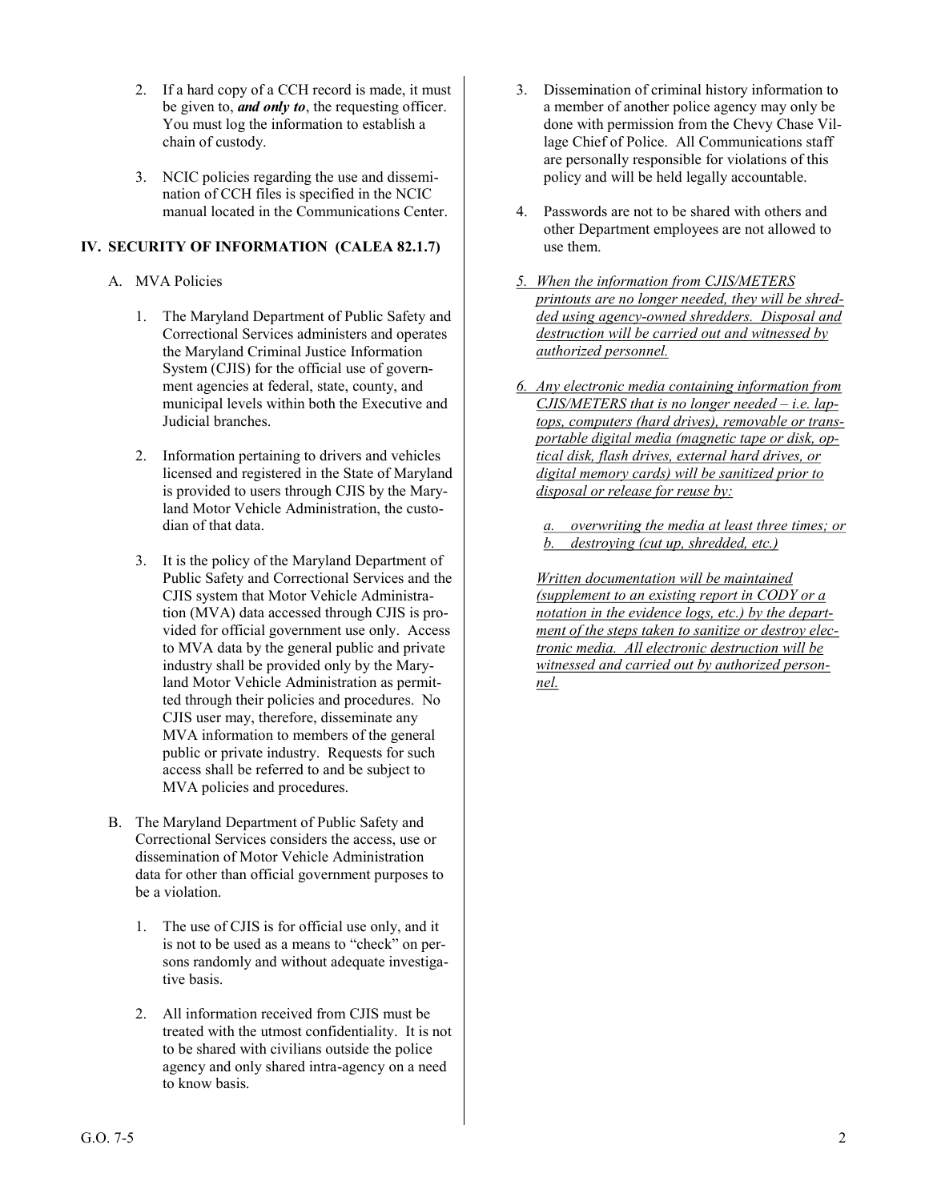2. If a hard copy of a CCH record is made, it must be given to, ***and only to***, the requesting officer. You must log the information to establish a chain of custody.

3. NCIC policies regarding the use and dissemination of CCH files is specified in the NCIC manual located in the Communications Center.

## IV. SECURITY OF INFORMATION (CALEA 82.1.7)

A. MVA Policies

1. The Maryland Department of Public Safety and Correctional Services administers and operates the Maryland Criminal Justice Information System (CJIS) for the official use of government agencies at federal, state, county, and municipal levels within both the Executive and Judicial branches.

2. Information pertaining to drivers and vehicles licensed and registered in the State of Maryland is provided to users through CJIS by the Maryland Motor Vehicle Administration, the custodian of that data.

3. It is the policy of the Maryland Department of Public Safety and Correctional Services and the CJIS system that Motor Vehicle Administration (MVA) data accessed through CJIS is provided for official government use only. Access to MVA data by the general public and private industry shall be provided only by the Maryland Motor Vehicle Administration as permitted through their policies and procedures. No CJIS user may, therefore, disseminate any MVA information to members of the general public or private industry. Requests for such access shall be referred to and be subject to MVA policies and procedures.

B. The Maryland Department of Public Safety and Correctional Services considers the access, use or dissemination of Motor Vehicle Administration data for other than official government purposes to be a violation.

1. The use of CJIS is for official use only, and it is not to be used as a means to "check" on persons randomly and without adequate investigative basis.

2. All information received from CJIS must be treated with the utmost confidentiality. It is not to be shared with civilians outside the police agency and only shared intra-agency on a need to know basis.

3. Dissemination of criminal history information to a member of another police agency may only be done with permission from the Chevy Chase Village Chief of Police. All Communications staff are personally responsible for violations of this policy and will be held legally accountable.

4. Passwords are not to be shared with others and other Department employees are not allowed to use them.

5. *When the information from CJIS/METERS printouts are no longer needed, they will be shredded using agency-owned shredders. Disposal and destruction will be carried out and witnessed by authorized personnel.*

6. *Any electronic media containing information from CJIS/METERS that is no longer needed – i.e. laptops, computers (hard drives), removable or transportable digital media (magnetic tape or disk, optical disk, flash drives, external hard drives, or digital memory cards) will be sanitized prior to disposal or release for reuse by:*

   a. *overwriting the media at least three times; or*
   b. *destroying (cut up, shredded, etc.)*

   *Written documentation will be maintained (supplement to an existing report in CODY or a notation in the evidence logs, etc.) by the department of the steps taken to sanitize or destroy electronic media. All electronic destruction will be witnessed and carried out by authorized personnel.*